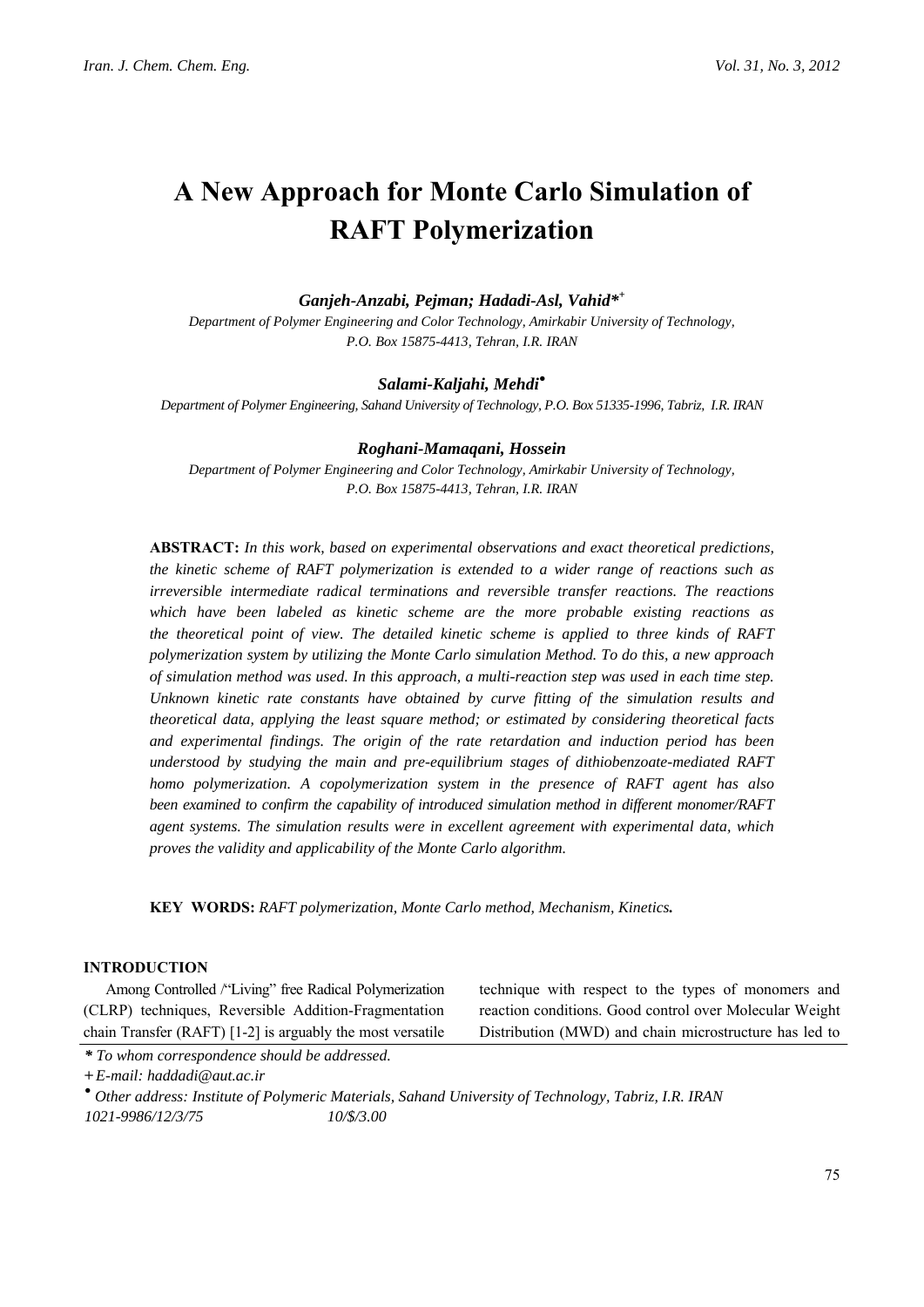# A New Approach for Monte Carlo Simulation of RAFT Polymerization

***Ganjeh-Anzabi, Pejman; Hadadi-Asl, Vahid\*+***

*Department of Polymer Engineering and Color Technology, Amirkabir University of Technology, P.O. Box 15875-4413, Tehran, I.R. IRAN*

***Salami-Kaljahi, Mehdi•***

*Department of Polymer Engineering, Sahand University of Technology, P.O. Box 51335-1996, Tabriz, I.R. IRAN*

***Roghani-Mamaqani, Hossein***

*Department of Polymer Engineering and Color Technology, Amirkabir University of Technology, P.O. Box 15875-4413, Tehran, I.R. IRAN*

**ABSTRACT:** *In this work, based on experimental observations and exact theoretical predictions, the kinetic scheme of RAFT polymerization is extended to a wider range of reactions such as irreversible intermediate radical terminations and reversible transfer reactions. The reactions which have been labeled as kinetic scheme are the more probable existing reactions as the theoretical point of view. The detailed kinetic scheme is applied to three kinds of RAFT polymerization system by utilizing the Monte Carlo simulation Method. To do this, a new approach of simulation method was used. In this approach, a multi-reaction step was used in each time step. Unknown kinetic rate constants have obtained by curve fitting of the simulation results and theoretical data, applying the least square method; or estimated by considering theoretical facts and experimental findings. The origin of the rate retardation and induction period has been understood by studying the main and pre-equilibrium stages of dithiobenzoate-mediated RAFT homo polymerization. A copolymerization system in the presence of RAFT agent has also been examined to confirm the capability of introduced simulation method in different monomer/RAFT agent systems. The simulation results were in excellent agreement with experimental data, which proves the validity and applicability of the Monte Carlo algorithm.*

**KEY WORDS:** *RAFT polymerization, Monte Carlo method, Mechanism, Kinetics.*

## INTRODUCTION

Among Controlled /"Living" free Radical Polymerization (CLRP) techniques, Reversible Addition-Fragmentation chain Transfer (RAFT) [1-2] is arguably the most versatile technique with respect to the types of monomers and reaction conditions. Good control over Molecular Weight Distribution (MWD) and chain microstructure has led to

---

*\* To whom correspondence should be addressed.*

*+ E-mail: haddadi@aut.ac.ir*

*• Other address: Institute of Polymeric Materials, Sahand University of Technology, Tabriz, I.R. IRAN*

*1021-9986/12/3/75 10/$/3.00*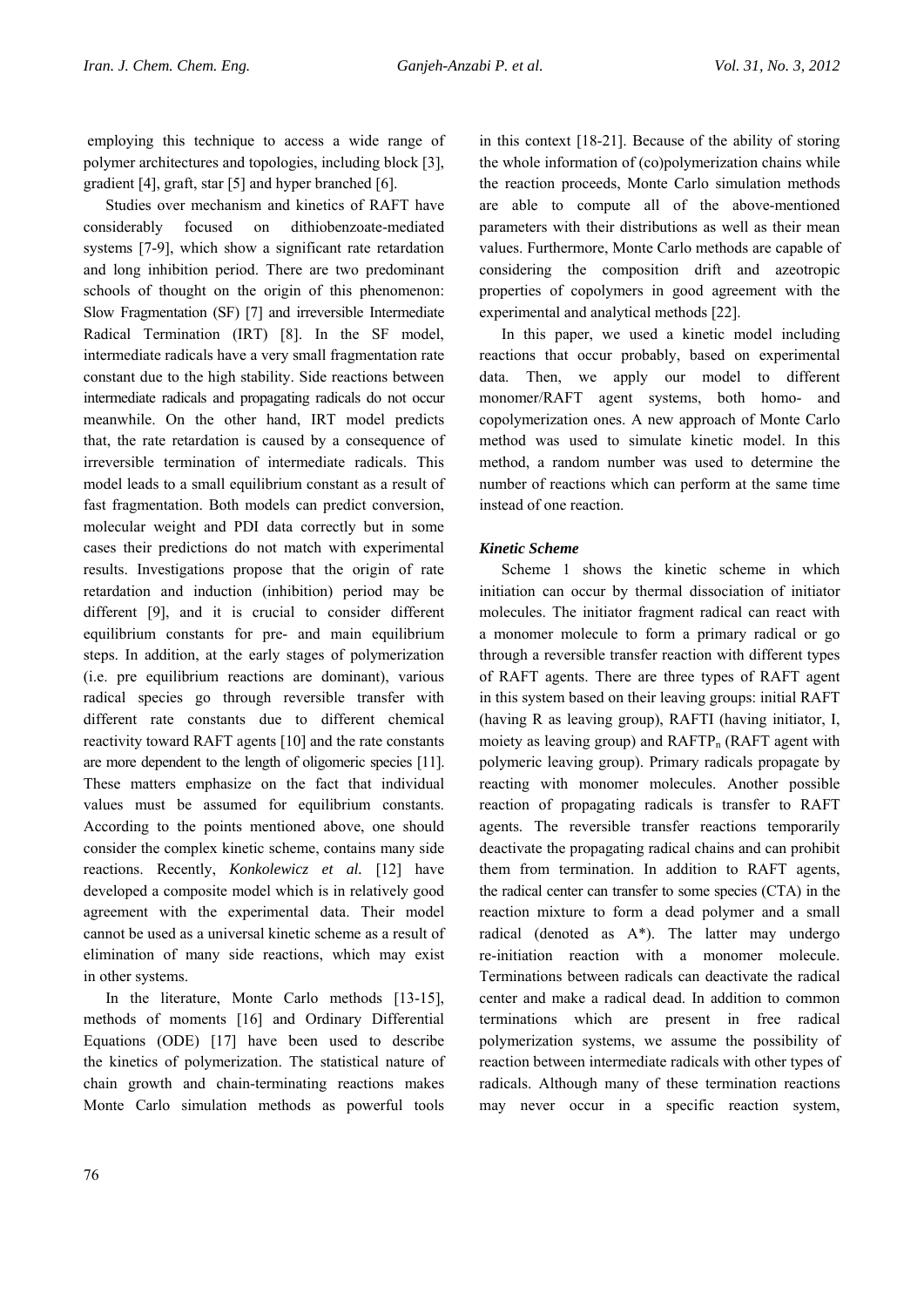employing this technique to access a wide range of polymer architectures and topologies, including block [3], gradient [4], graft, star [5] and hyper branched [6].

Studies over mechanism and kinetics of RAFT have considerably focused on dithiobenzoate-mediated systems [7-9], which show a significant rate retardation and long inhibition period. There are two predominant schools of thought on the origin of this phenomenon: Slow Fragmentation (SF) [7] and irreversible Intermediate Radical Termination (IRT) [8]. In the SF model, intermediate radicals have a very small fragmentation rate constant due to the high stability. Side reactions between intermediate radicals and propagating radicals do not occur meanwhile. On the other hand, IRT model predicts that, the rate retardation is caused by a consequence of irreversible termination of intermediate radicals. This model leads to a small equilibrium constant as a result of fast fragmentation. Both models can predict conversion, molecular weight and PDI data correctly but in some cases their predictions do not match with experimental results. Investigations propose that the origin of rate retardation and induction (inhibition) period may be different [9], and it is crucial to consider different equilibrium constants for pre- and main equilibrium steps. In addition, at the early stages of polymerization (i.e. pre equilibrium reactions are dominant), various radical species go through reversible transfer with different rate constants due to different chemical reactivity toward RAFT agents [10] and the rate constants are more dependent to the length of oligomeric species [11]. These matters emphasize on the fact that individual values must be assumed for equilibrium constants. According to the points mentioned above, one should consider the complex kinetic scheme, contains many side reactions. Recently, *Konkolewicz et al.* [12] have developed a composite model which is in relatively good agreement with the experimental data. Their model cannot be used as a universal kinetic scheme as a result of elimination of many side reactions, which may exist in other systems.

In the literature, Monte Carlo methods [13-15], methods of moments [16] and Ordinary Differential Equations (ODE) [17] have been used to describe the kinetics of polymerization. The statistical nature of chain growth and chain-terminating reactions makes Monte Carlo simulation methods as powerful tools in this context [18-21]. Because of the ability of storing the whole information of (co)polymerization chains while the reaction proceeds, Monte Carlo simulation methods are able to compute all of the above-mentioned parameters with their distributions as well as their mean values. Furthermore, Monte Carlo methods are capable of considering the composition drift and azeotropic properties of copolymers in good agreement with the experimental and analytical methods [22].

In this paper, we used a kinetic model including reactions that occur probably, based on experimental data. Then, we apply our model to different monomer/RAFT agent systems, both homo- and copolymerization ones. A new approach of Monte Carlo method was used to simulate kinetic model. In this method, a random number was used to determine the number of reactions which can perform at the same time instead of one reaction.

### *Kinetic Scheme*

Scheme 1 shows the kinetic scheme in which initiation can occur by thermal dissociation of initiator molecules. The initiator fragment radical can react with a monomer molecule to form a primary radical or go through a reversible transfer reaction with different types of RAFT agents. There are three types of RAFT agent in this system based on their leaving groups: initial RAFT (having R as leaving group), RAFTI (having initiator, I, moiety as leaving group) and $RAFTP_n$ (RAFT agent with polymeric leaving group). Primary radicals propagate by reacting with monomer molecules. Another possible reaction of propagating radicals is transfer to RAFT agents. The reversible transfer reactions temporarily deactivate the propagating radical chains and can prohibit them from termination. In addition to RAFT agents, the radical center can transfer to some species (CTA) in the reaction mixture to form a dead polymer and a small radical (denoted as A*). The latter may undergo re-initiation reaction with a monomer molecule. Terminations between radicals can deactivate the radical center and make a radical dead. In addition to common terminations which are present in free radical polymerization systems, we assume the possibility of reaction between intermediate radicals with other types of radicals. Although many of these termination reactions may never occur in a specific reaction system,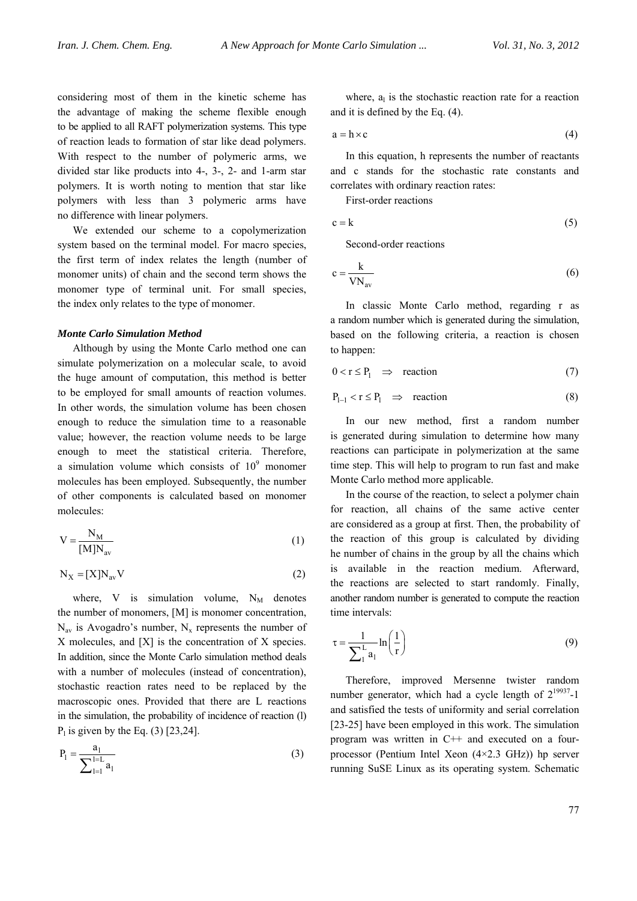considering most of them in the kinetic scheme has the advantage of making the scheme flexible enough to be applied to all RAFT polymerization systems. This type of reaction leads to formation of star like dead polymers. With respect to the number of polymeric arms, we divided star like products into 4-, 3-, 2- and 1-arm star polymers. It is worth noting to mention that star like polymers with less than 3 polymeric arms have no difference with linear polymers.

We extended our scheme to a copolymerization system based on the terminal model. For macro species, the first term of index relates the length (number of monomer units) of chain and the second term shows the monomer type of terminal unit. For small species, the index only relates to the type of monomer.

### *Monte Carlo Simulation Method*

Although by using the Monte Carlo method one can simulate polymerization on a molecular scale, to avoid the huge amount of computation, this method is better to be employed for small amounts of reaction volumes. In other words, the simulation volume has been chosen enough to reduce the simulation time to a reasonable value; however, the reaction volume needs to be large enough to meet the statistical criteria. Therefore, a simulation volume which consists of $10^9$ monomer molecules has been employed. Subsequently, the number of other components is calculated based on monomer molecules:

$$V = \frac{N_M}{[M]N_{av}} \tag{1}$$

$$N_X = [X]N_{av}V \tag{2}$$

where, V is simulation volume, $N_M$ denotes the number of monomers, [M] is monomer concentration, $N_{av}$ is Avogadro's number, $N_x$ represents the number of X molecules, and [X] is the concentration of X species. In addition, since the Monte Carlo simulation method deals with a number of molecules (instead of concentration), stochastic reaction rates need to be replaced by the macroscopic ones. Provided that there are L reactions in the simulation, the probability of incidence of reaction (l) $P_l$ is given by the Eq. (3) [23,24].

$$P_l = \frac{a_l}{\sum_{l=1}^{l=L} a_l} \tag{3}$$

where, $a_l$ is the stochastic reaction rate for a reaction and it is defined by the Eq. (4).

$$a = h \times c \tag{4}$$

In this equation, h represents the number of reactants and c stands for the stochastic rate constants and correlates with ordinary reaction rates:

First-order reactions

$$c = k \tag{5}$$

Second-order reactions

$$c = \frac{k}{VN_{av}} \tag{6}$$

In classic Monte Carlo method, regarding r as a random number which is generated during the simulation, based on the following criteria, a reaction is chosen to happen:

$$0 < r \le P_1 \quad \Rightarrow \quad \text{reaction} \tag{7}$$

$$P_{l-1} < r \le P_l \quad \Rightarrow \quad \text{reaction} \tag{8}$$

In our new method, first a random number is generated during simulation to determine how many reactions can participate in polymerization at the same time step. This will help to program to run fast and make Monte Carlo method more applicable.

In the course of the reaction, to select a polymer chain for reaction, all chains of the same active center are considered as a group at first. Then, the probability of the reaction of this group is calculated by dividing he number of chains in the group by all the chains which is available in the reaction medium. Afterward, the reactions are selected to start randomly. Finally, another random number is generated to compute the reaction time intervals:

$$\tau = \frac{1}{\sum_1^L a_l} \ln\left(\frac{1}{r}\right) \tag{9}$$

Therefore, improved Mersenne twister random number generator, which had a cycle length of $2^{19937}$-1 and satisfied the tests of uniformity and serial correlation [23-25] have been employed in this work. The simulation program was written in C++ and executed on a four-processor (Pentium Intel Xeon (4×2.3 GHz)) hp server running SuSE Linux as its operating system. Schematic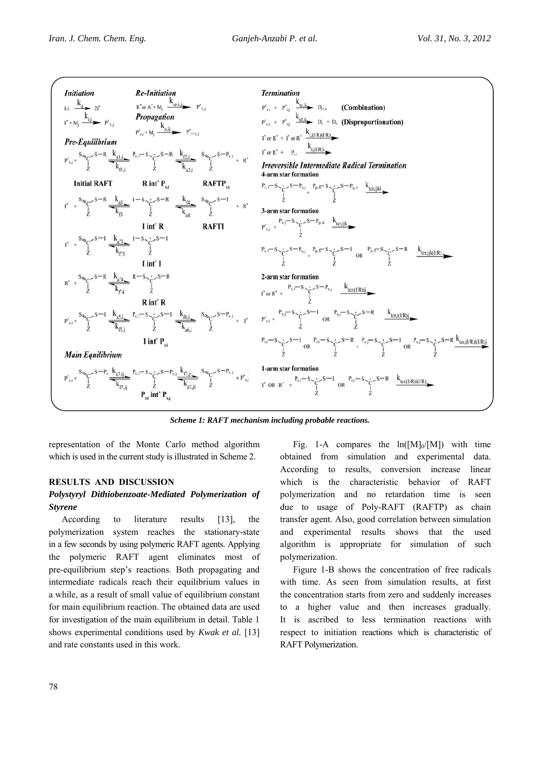**Initiation**

$$I\text{-}I \xrightarrow{k_d} 2I^*$$

$$I^* + M_j \xrightarrow{k_{i,j}} P^*_{1,j}$$

**Re-Initiation**

$$R^* \text{ or } A^* + M_j \xrightarrow{k_{re\text{-}i,j}} P^*_{1,j}$$

**Propagation**

$$P^*_{r,i} + M_j \xrightarrow{k_{p,ij}} P^*_{r+1,j}$$

**Pre-Equilibrium**

$$P^*_{r,i} + S{=}C(Z){-}S{-}R \underset{k_{f1,i}}{\overset{k_{a1,i}}{\rightleftharpoons}} P_{r,i}{-}S{-}\dot{C}(Z){-}S{-}R \underset{k_{a2,i}}{\overset{k_{f2,i}}{\rightleftharpoons}} S{=}C(Z){-}S{-}P_{r,i} + R^*$$

Initial RAFT — R int* $P_{r,i}$ — $RAFTP_{r,i}$

$$I^* + S{=}C(Z){-}S{-}R \underset{k_{f3}}{\overset{k_{a3}}{\rightleftharpoons}} I{-}S{-}\dot{C}(Z){-}S{-}R \underset{k_{a4}}{\overset{k_{f4}}{\rightleftharpoons}} S{=}C(Z){-}S{-}I + R^*$$

I int* R — RAFTI

$$I^* + S{=}C(Z){-}S{-}I \underset{k_{f'3}}{\overset{k_{a'3}}{\rightleftharpoons}} I{-}S{-}\dot{C}(Z){-}S{-}I$$

I int* I

$$R^* + S{=}C(Z){-}S{-}R \underset{k_{f'4}}{\overset{k_{a'4}}{\rightleftharpoons}} R{-}S{-}\dot{C}(Z){-}S{-}R$$

R int* R

$$P^*_{r,i} + S{=}C(Z){-}S{-}I \underset{k_{f5,i}}{\overset{k_{a5,i}}{\rightleftharpoons}} P_{r,i}{-}S{-}\dot{C}(Z){-}S{-}I \underset{k_{a6,i}}{\overset{k_{f6,i}}{\rightleftharpoons}} S{=}C(Z){-}S{-}P_{r,i} + I^*$$

I int* $P_{r,i}$

**Main Equilibrium**

$$P^*_{r,i} + S{=}C(Z){-}S{-}P_s \underset{k_{f7,ij}}{\overset{k_{a7,ij}}{\rightleftharpoons}} P_{r,i}{-}S{-}\dot{C}(Z){-}S{-}P_{s,j} \underset{k_{a7,ji}}{\overset{k_{f7,ji}}{\rightleftharpoons}} S{=}C(Z){-}S{-}P_{r,i} + P^*_{s,j}$$

$P_{r,i}$ int* $P_{s,j}$

**Termination**

$$P^*_{r,i} + P^*_{s,j} \xrightarrow{k_{tc,ij}} D_{r+s} \quad \textbf{(Combination)}$$

$$P^*_{r,i} + P^*_{s,j} \xrightarrow{k_{td,ij}} D_r + D_s \quad \textbf{(Disproportionation)}$$

$$I^* \text{ or } R^* + I^* \text{ or } R^* \xrightarrow{k_{t,(I/R)(I/R)}}$$

$$I^* \text{ or } R^* + P_{r,i} \xrightarrow{k_{t,(I/R)i}}$$

***Irreversible Intermediate Radical Termination***

**4-arm star formation**

$$P_{r,i}{-}S{-}\dot{C}(Z){-}S{-}P_{s,j} + P_{p,k}{-}S{-}\dot{C}(Z){-}S{-}P_{q,l} \xrightarrow{k_{ter,ijkl}}$$

**3-arm star formation**

$$P^*_{r,i} + P_{s,j}{-}S{-}\dot{C}(Z){-}S{-}P_{p,k} \xrightarrow{k_{ter,ijk}}$$

$$P_{r,i}{-}S{-}\dot{C}(Z){-}S{-}P_{s,j} + P_{p,k}{-}S{-}\dot{C}(Z){-}S{-}I \text{ OR } P_{p,k}{-}S{-}\dot{C}(Z){-}S{-}R \xrightarrow{k_{ter,ijk(I/R)}}$$

**2-arm star formation**

$$I^* \text{ or } R^* + P_{r,i}{-}S{-}\dot{C}(Z){-}S{-}P_{s,j} \xrightarrow{k_{ter,(I/R)ij}}$$

$$P^*_{r,i} + P_{s,j}{-}S{-}\dot{C}(Z){-}S{-}I \text{ OR } P_{s,j}{-}S{-}\dot{C}(Z){-}S{-}R \xrightarrow{k_{ter,i(I/R)j}}$$

$$P_{r,i}{-}S{-}\dot{C}(Z){-}S{-}I \text{ OR } P_{r,i}{-}S{-}\dot{C}(Z){-}S{-}R + P_{s,j}{-}S{-}\dot{C}(Z){-}S{-}I \text{ OR } P_{s,j}{-}S{-}\dot{C}(Z){-}S{-}R \xrightarrow{k_{ter,(I/R)i(I/R)j}}$$

**1-arm star formation**

$$I^* \text{ OR } R^* + P_{r,i}{-}S{-}\dot{C}(Z){-}S{-}I \text{ OR } P_{r,i}{-}S{-}\dot{C}(Z){-}S{-}R \xrightarrow{k_{ter,(I/R)i(I/R)}}$$

*Scheme 1: RAFT mechanism including probable reactions.*

representation of the Monte Carlo method algorithm which is used in the current study is illustrated in Scheme 2.

## RESULTS AND DISCUSSION

### *Polystyryl Dithiobenzoate-Mediated Polymerization of Styrene*

According to literature results [13], the polymerization system reaches the stationary-state in a few seconds by using polymeric RAFT agents. Applying the polymeric RAFT agent eliminates most of pre-equilibrium step's reactions. Both propagating and intermediate radicals reach their equilibrium values in a while, as a result of small value of equilibrium constant for main equilibrium reaction. The obtained data are used for investigation of the main equilibrium in detail. Table 1 shows experimental conditions used by *Kwak et al.* [13] and rate constants used in this work.

Fig. 1-A compares the $\ln([M]_0/[M])$ with time obtained from simulation and experimental data. According to results, conversion increase linear which is the characteristic behavior of RAFT polymerization and no retardation time is seen due to usage of Poly-RAFT (RAFTP) as chain transfer agent. Also, good correlation between simulation and experimental results shows that the used algorithm is appropriate for simulation of such polymerization.

Figure 1-B shows the concentration of free radicals with time. As seen from simulation results, at first the concentration starts from zero and suddenly increases to a higher value and then increases gradually. It is ascribed to less termination reactions with respect to initiation reactions which is characteristic of RAFT Polymerization.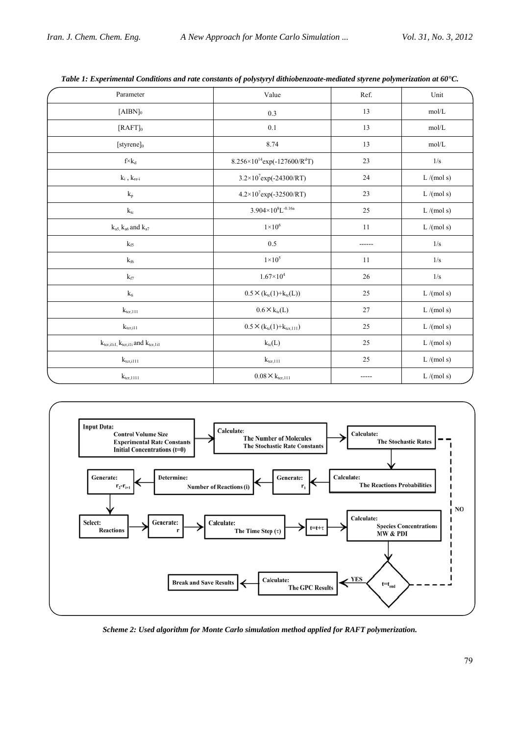*Table 1: Experimental Conditions and rate constants of polystyryl dithiobenzoate-mediated styrene polymerization at 60°C.*

| Parameter | Value | Ref. | Unit |
|---|---|---|---|
| $[AIBN]_0$ | 0.3 | 13 | mol/L |
| $[RAFT]_0$ | 0.1 | 13 | mol/L |
| $[styrene]_0$ | 8.74 | 13 | mol/L |
| $f \times k_d$ | $8.256\times10^{14}\exp(-127600/R^dT)$ | 23 | 1/s |
| $k_i$ , $k_{re\text{-}i}$ | $3.2\times10^{7}\exp(-24300/RT)$ | 24 | L /(mol s) |
| $k_p$ | $4.2\times10^{7}\exp(-32500/RT)$ | 23 | L /(mol s) |
| $k_{tc}$ | $3.904\times10^{8}L^{-0.16a}$ | 25 | L /(mol s) |
| $k_{a5}$, $k_{a6}$ and $k_{a7}$ | $1\times10^{6}$ | 11 | L /(mol s) |
| $k_{f5}$ | 0.5 | ------ | 1/s |
| $k_{f6}$ | $1\times10^{5}$ | 11 | 1/s |
| $k_{f7}$ | $1.67\times10^{4}$ | 26 | 1/s |
| $k_{ti}$ | $0.5\times(k_{tc}(1)+k_{tc}(L))$ | 25 | L /(mol s) |
| $k_{tcr,111}$ | $0.6\times k_{tc}(L)$ | 27 | L /(mol s) |
| $k_{tcr,i11}$ | $0.5\times(k_{tc}(1)+k_{tcr,111})$ | 25 | L /(mol s) |
| $k_{tcr,i1i1}$, $k_{tcr,i1i}$ and $k_{tcr,1i1}$ | $k_{tc}(L)$ | 25 | L /(mol s) |
| $k_{tcr,i111}$ | $k_{tcr,111}$ | 25 | L /(mol s) |
| $k_{tcr,1111}$ | $0.08\times k_{tcr,111}$ | ----- | L /(mol s) |

```
Input Data:                      -> Calculate:                        -> Calculate:
  Control Volume Size                 The Number of Molecules             The Stochastic Rates
  Experimental Rate Constants         The Stochastic Rate Constants
  Initial Concentrations (t=0)
                                                                        |
Generate: r2-ri+1 <- Determine: Number of Reactions (i) <- Generate: r1 <- Calculate: The Reactions Probabilities
      |
Select: Reactions -> Generate: r -> Calculate: The Time Step (τ) -> t=t+τ -> Calculate: Species Concentrations, MW & PDI
                                                                                                   |
Break and Save Results <- Calculate: The GPC Results <- YES <- t=t_end --NO--> (back to Calculate: The Stochastic Rates)
```

*Scheme 2: Used algorithm for Monte Carlo simulation method applied for RAFT polymerization.*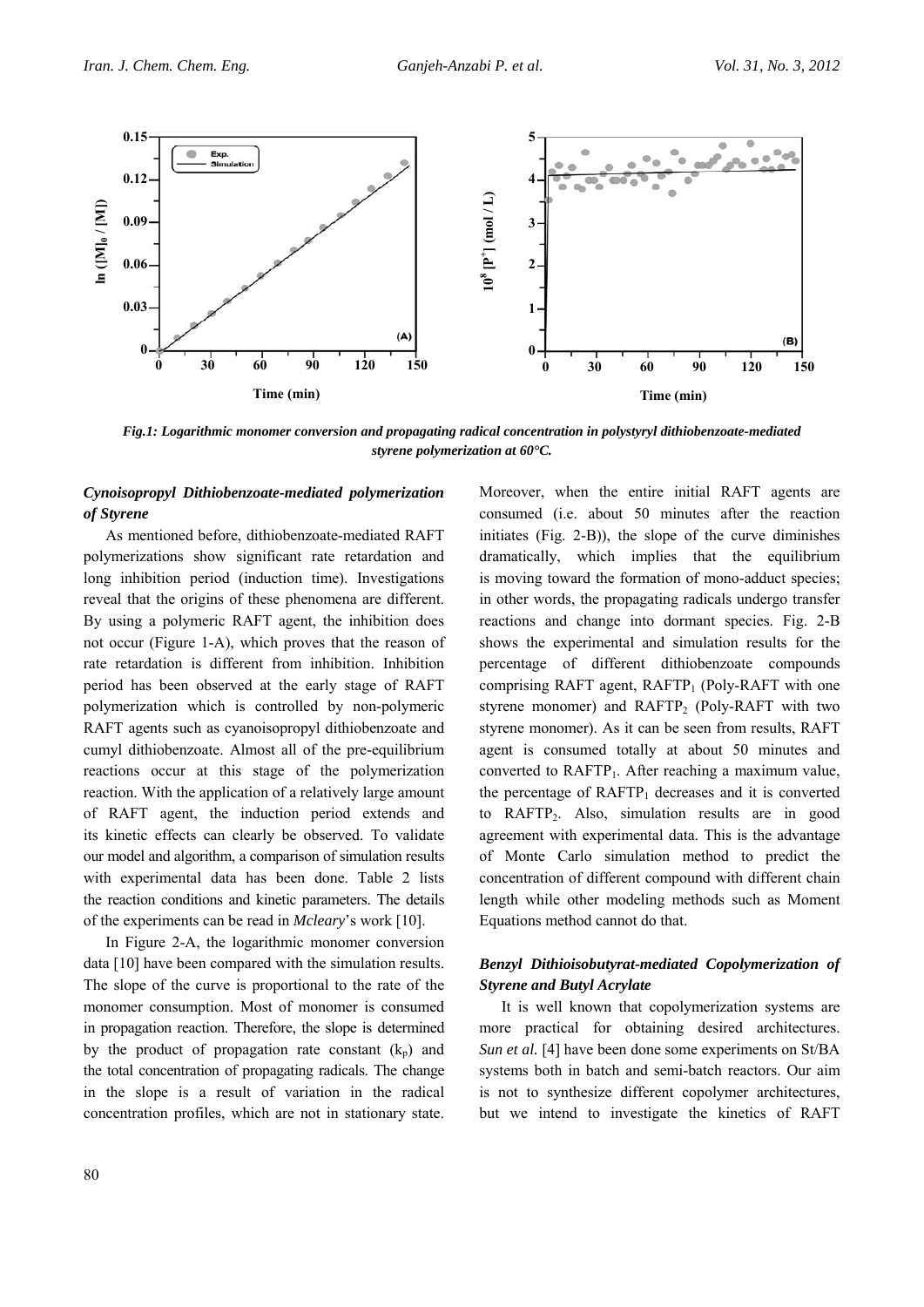Fig.1: Logarithmic monomer conversion and propagating radical concentration in polystyryl dithiobenzoate-mediated styrene polymerization at 60°C.

### *Cynoisopropyl Dithiobenzoate-mediated polymerization of Styrene*

As mentioned before, dithiobenzoate-mediated RAFT polymerizations show significant rate retardation and long inhibition period (induction time). Investigations reveal that the origins of these phenomena are different. By using a polymeric RAFT agent, the inhibition does not occur (Figure 1-A), which proves that the reason of rate retardation is different from inhibition. Inhibition period has been observed at the early stage of RAFT polymerization which is controlled by non-polymeric RAFT agents such as cyanoisopropyl dithiobenzoate and cumyl dithiobenzoate. Almost all of the pre-equilibrium reactions occur at this stage of the polymerization reaction. With the application of a relatively large amount of RAFT agent, the induction period extends and its kinetic effects can clearly be observed. To validate our model and algorithm, a comparison of simulation results with experimental data has been done. Table 2 lists the reaction conditions and kinetic parameters. The details of the experiments can be read in *Mcleary*'s work [10].

In Figure 2-A, the logarithmic monomer conversion data [10] have been compared with the simulation results. The slope of the curve is proportional to the rate of the monomer consumption. Most of monomer is consumed in propagation reaction. Therefore, the slope is determined by the product of propagation rate constant ($k_p$) and the total concentration of propagating radicals. The change in the slope is a result of variation in the radical concentration profiles, which are not in stationary state. Moreover, when the entire initial RAFT agents are consumed (i.e. about 50 minutes after the reaction initiates (Fig. 2-B)), the slope of the curve diminishes dramatically, which implies that the equilibrium is moving toward the formation of mono-adduct species; in other words, the propagating radicals undergo transfer reactions and change into dormant species. Fig. 2-B shows the experimental and simulation results for the percentage of different dithiobenzoate compounds comprising RAFT agent, $RAFTP_1$ (Poly-RAFT with one styrene monomer) and $RAFTP_2$ (Poly-RAFT with two styrene monomer). As it can be seen from results, RAFT agent is consumed totally at about 50 minutes and converted to $RAFTP_1$. After reaching a maximum value, the percentage of $RAFTP_1$ decreases and it is converted to $RAFTP_2$. Also, simulation results are in good agreement with experimental data. This is the advantage of Monte Carlo simulation method to predict the concentration of different compound with different chain length while other modeling methods such as Moment Equations method cannot do that.

### *Benzyl Dithioisobutyrat-mediated Copolymerization of Styrene and Butyl Acrylate*

It is well known that copolymerization systems are more practical for obtaining desired architectures. *Sun et al.* [4] have been done some experiments on St/BA systems both in batch and semi-batch reactors. Our aim is not to synthesize different copolymer architectures, but we intend to investigate the kinetics of RAFT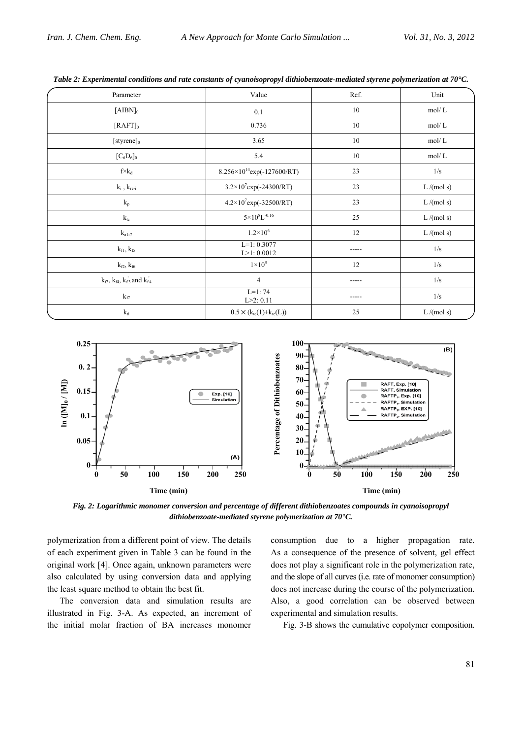*Table 2: Experimental conditions and rate constants of cyanoisopropyl dithiobenzoate-mediated styrene polymerization at 70°C.*

| Parameter | Value | Ref. | Unit |
|---|---|---|---|
| $[AIBN]_0$ | 0.1 | 10 | mol/ L |
| $[RAFT]_0$ | 0.736 | 10 | mol/ L |
| $[styrene]_0$ | 3.65 | 10 | mol/ L |
| $[C_6D_6]_0$ | 5.4 | 10 | mol/ L |
| $f \times k_d$ | $8.256\times10^{14}\exp(-127600/RT)$ | 23 | 1/s |
| $k_i$ , $k_{re\text{-}i}$ | $3.2\times10^{7}\exp(-24300/RT)$ | 23 | L /(mol s) |
| $k_p$ | $4.2\times10^{7}\exp(-32500/RT)$ | 23 | L /(mol s) |
| $k_{tc}$ | $5\times10^{8}L^{-0.16}$ | 25 | L /(mol s) |
| $k_{a1\text{-}7}$ | $1.2\times10^{6}$ | 12 | L /(mol s) |
| $k_{f1}$, $k_{f5}$ | L=1: 0.3077<br>L>1: 0.0012 | ----- | 1/s |
| $k_{f2}$, $k_{f6}$ | $1\times10^{5}$ | 12 | 1/s |
| $k_{f3}$, $k_{f4}$, $k'_{f3}$ and $k'_{f4}$ | 4 | ----- | 1/s |
| $k_{f7}$ | L=1: 74<br>L>2: 0.11 | ----- | 1/s |
| $k_{ti}$ | $0.5\times(k_{tc}(1)+k_{tc}(L))$ | 25 | L /(mol s) |

*Fig. 2: Logarithmic monomer conversion and percentage of different dithiobenzoates compounds in cyanoisopropyl dithiobenzoate-mediated styrene polymerization at 70°C.*

polymerization from a different point of view. The details of each experiment given in Table 3 can be found in the original work [4]. Once again, unknown parameters were also calculated by using conversion data and applying the least square method to obtain the best fit.

The conversion data and simulation results are illustrated in Fig. 3-A. As expected, an increment of the initial molar fraction of BA increases monomer consumption due to a higher propagation rate. As a consequence of the presence of solvent, gel effect does not play a significant role in the polymerization rate, and the slope of all curves (i.e. rate of monomer consumption) does not increase during the course of the polymerization. Also, a good correlation can be observed between experimental and simulation results.

Fig. 3-B shows the cumulative copolymer composition.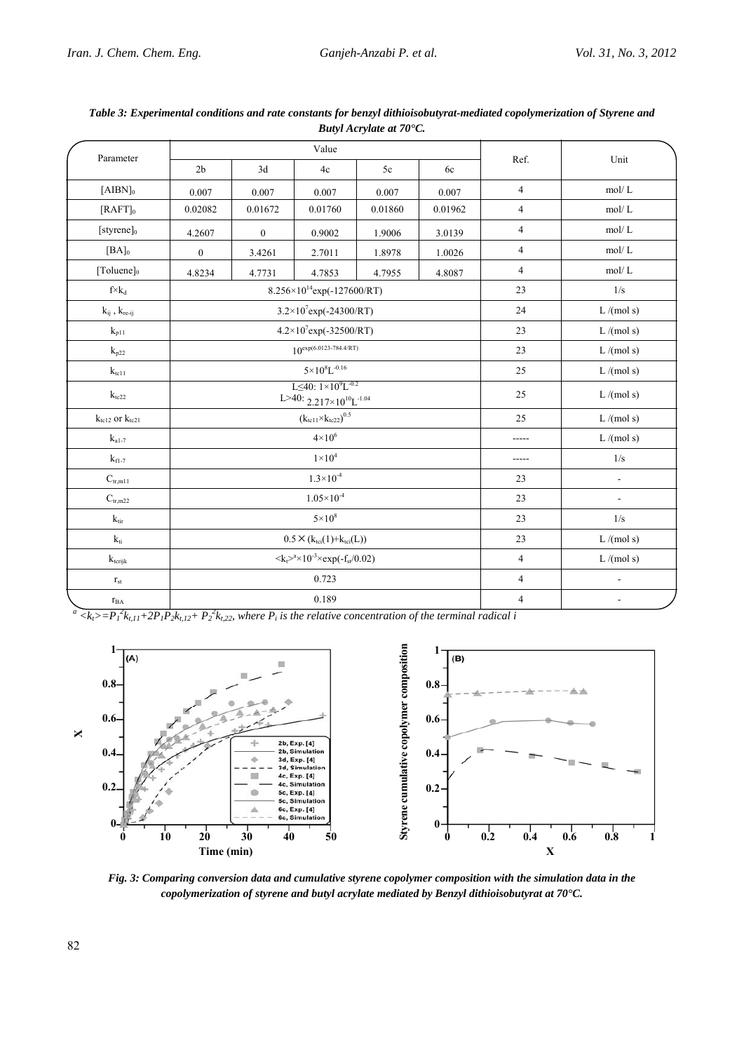*Table 3: Experimental conditions and rate constants for benzyl dithioisobutyrat-mediated copolymerization of Styrene and Butyl Acrylate at 70°C.*

| Parameter | Value | | | | | Ref. | Unit |
|---|---|---|---|---|---|---|---|
| | 2b | 3d | 4c | 5c | 6c | | |
| $[AIBN]_0$ | 0.007 | 0.007 | 0.007 | 0.007 | 0.007 | 4 | mol/ L |
| $[RAFT]_0$ | 0.02082 | 0.01672 | 0.01760 | 0.01860 | 0.01962 | 4 | mol/ L |
| $[styrene]_0$ | 4.2607 | 0 | 0.9002 | 1.9006 | 3.0139 | 4 | mol/ L |
| $[BA]_0$ | 0 | 3.4261 | 2.7011 | 1.8978 | 1.0026 | 4 | mol/ L |
| $[Toluene]_0$ | 4.8234 | 4.7731 | 4.7853 | 4.7955 | 4.8087 | 4 | mol/ L |
| $f\times k_d$ | $8.256\times10^{14}\exp(-127600/RT)$ | | | | | 23 | 1/s |
| $k_{ij}$ , $k_{re\text{-}ij}$ | $3.2\times10^{7}\exp(-24300/RT)$ | | | | | 24 | L /(mol s) |
| $k_{p11}$ | $4.2\times10^{7}\exp(-32500/RT)$ | | | | | 23 | L /(mol s) |
| $k_{p22}$ | $10^{\exp(6.0123-784.4/RT)}$ | | | | | 23 | L /(mol s) |
| $k_{tc11}$ | $5\times10^{8}L^{-0.16}$ | | | | | 25 | L /(mol s) |
| $k_{tc22}$ | $L\leq40$: $1\times10^{9}L^{-0.2}$ <br> $L>40$: $2.217\times10^{10}L^{-1.04}$ | | | | | 25 | L /(mol s) |
| $k_{tc12}$ or $k_{tc21}$ | $(k_{tc11}\times k_{tc22})^{0.5}$ | | | | | 25 | L /(mol s) |
| $k_{a1\text{-}7}$ | $4\times10^{6}$ | | | | | ----- | L /(mol s) |
| $k_{f1\text{-}7}$ | $1\times10^{4}$ | | | | | ----- | 1/s |
| $C_{tr,m11}$ | $1.3\times10^{-4}$ | | | | | 23 | - |
| $C_{tr,m22}$ | $1.05\times10^{-4}$ | | | | | 23 | - |
| $k_{tir}$ | $5\times10^{8}$ | | | | | 23 | 1/s |
| $k_{ti}$ | $0.5\times(k_{tci}(1)+k_{tci}(L))$ | | | | | 23 | L /(mol s) |
| $k_{tcrijk}$ | $<k_t>^{a}\times10^{-3}\times\exp(-f_{st}/0.02)$ | | | | | 4 | L /(mol s) |
| $r_{st}$ | 0.723 | | | | | 4 | - |
| $r_{BA}$ | 0.189 | | | | | 4 | - |

[a] $<k_t>=P_1^2k_{t,11}+2P_1P_2k_{t,12}+P_2^2k_{t,22}$, where $P_i$ is the relative concentration of the terminal radical i

*Fig. 3: Comparing conversion data and cumulative styrene copolymer composition with the simulation data in the copolymerization of styrene and butyl acrylate mediated by Benzyl dithioisobutyrat at 70°C.*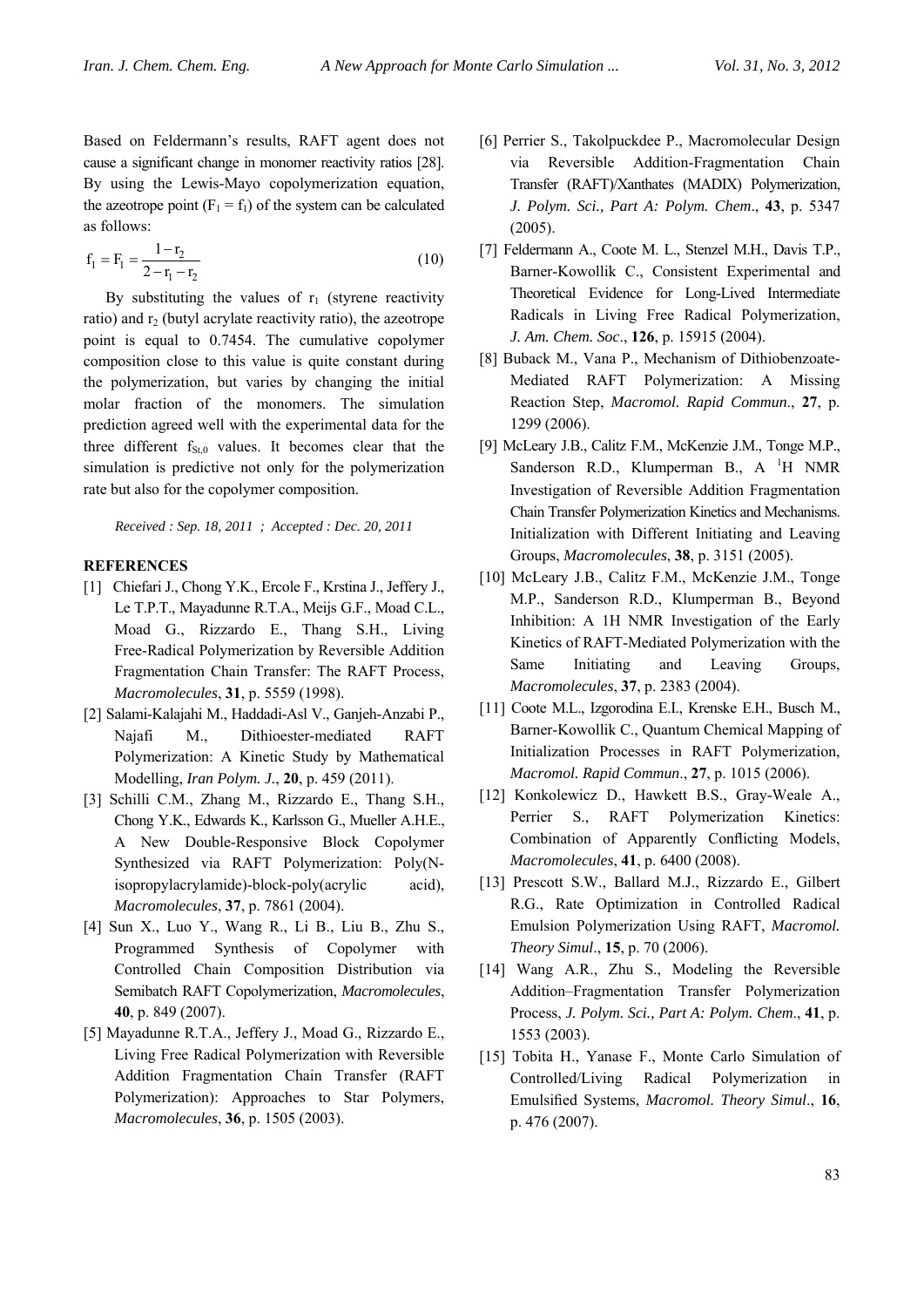Based on Feldermann's results, RAFT agent does not cause a significant change in monomer reactivity ratios [28]. By using the Lewis-Mayo copolymerization equation, the azeotrope point ($F_1 = f_1$) of the system can be calculated as follows:

$$f_1 = F_1 = \frac{1 - r_2}{2 - r_1 - r_2} \tag{10}$$

By substituting the values of $r_1$ (styrene reactivity ratio) and $r_2$ (butyl acrylate reactivity ratio), the azeotrope point is equal to 0.7454. The cumulative copolymer composition close to this value is quite constant during the polymerization, but varies by changing the initial molar fraction of the monomers. The simulation prediction agreed well with the experimental data for the three different $f_{St,0}$ values. It becomes clear that the simulation is predictive not only for the polymerization rate but also for the copolymer composition.

*Received : Sep. 18, 2011 ; Accepted : Dec. 20, 2011*

## REFERENCES

[1] Chiefari J., Chong Y.K., Ercole F., Krstina J., Jeffery J., Le T.P.T., Mayadunne R.T.A., Meijs G.F., Moad C.L., Moad G., Rizzardo E., Thang S.H., Living Free-Radical Polymerization by Reversible Addition Fragmentation Chain Transfer: The RAFT Process, *Macromolecules*, **31**, p. 5559 (1998).

[2] Salami-Kalajahi M., Haddadi-Asl V., Ganjeh-Anzabi P., Najafi M., Dithioester-mediated RAFT Polymerization: A Kinetic Study by Mathematical Modelling, *Iran Polym. J.*, **20**, p. 459 (2011).

[3] Schilli C.M., Zhang M., Rizzardo E., Thang S.H., Chong Y.K., Edwards K., Karlsson G., Mueller A.H.E., A New Double-Responsive Block Copolymer Synthesized via RAFT Polymerization: Poly(N-isopropylacrylamide)-block-poly(acrylic acid), *Macromolecules*, **37**, p. 7861 (2004).

[4] Sun X., Luo Y., Wang R., Li B., Liu B., Zhu S., Programmed Synthesis of Copolymer with Controlled Chain Composition Distribution via Semibatch RAFT Copolymerization, *Macromolecules*, **40**, p. 849 (2007).

[5] Mayadunne R.T.A., Jeffery J., Moad G., Rizzardo E., Living Free Radical Polymerization with Reversible Addition Fragmentation Chain Transfer (RAFT Polymerization): Approaches to Star Polymers, *Macromolecules*, **36**, p. 1505 (2003).

[6] Perrier S., Takolpuckdee P., Macromolecular Design via Reversible Addition-Fragmentation Chain Transfer (RAFT)/Xanthates (MADIX) Polymerization, *J. Polym. Sci., Part A: Polym. Chem*., **43**, p. 5347 (2005).

[7] Feldermann A., Coote M. L., Stenzel M.H., Davis T.P., Barner-Kowollik C., Consistent Experimental and Theoretical Evidence for Long-Lived Intermediate Radicals in Living Free Radical Polymerization, *J. Am. Chem. Soc*., **126**, p. 15915 (2004).

[8] Buback M., Vana P., Mechanism of Dithiobenzoate-Mediated RAFT Polymerization: A Missing Reaction Step, *Macromol. Rapid Commun*., **27**, p. 1299 (2006).

[9] McLeary J.B., Calitz F.M., McKenzie J.M., Tonge M.P., Sanderson R.D., Klumperman B., A $^1$H NMR Investigation of Reversible Addition Fragmentation Chain Transfer Polymerization Kinetics and Mechanisms. Initialization with Different Initiating and Leaving Groups, *Macromolecules*, **38**, p. 3151 (2005).

[10] McLeary J.B., Calitz F.M., McKenzie J.M., Tonge M.P., Sanderson R.D., Klumperman B., Beyond Inhibition: A 1H NMR Investigation of the Early Kinetics of RAFT-Mediated Polymerization with the Same Initiating and Leaving Groups, *Macromolecules*, **37**, p. 2383 (2004).

[11] Coote M.L., Izgorodina E.I., Krenske E.H., Busch M., Barner-Kowollik C., Quantum Chemical Mapping of Initialization Processes in RAFT Polymerization, *Macromol. Rapid Commun*., **27**, p. 1015 (2006).

[12] Konkolewicz D., Hawkett B.S., Gray-Weale A., Perrier S., RAFT Polymerization Kinetics: Combination of Apparently Conflicting Models, *Macromolecules*, **41**, p. 6400 (2008).

[13] Prescott S.W., Ballard M.J., Rizzardo E., Gilbert R.G., Rate Optimization in Controlled Radical Emulsion Polymerization Using RAFT, *Macromol. Theory Simul*., **15**, p. 70 (2006).

[14] Wang A.R., Zhu S., Modeling the Reversible Addition–Fragmentation Transfer Polymerization Process, *J. Polym. Sci., Part A: Polym. Chem*., **41**, p. 1553 (2003).

[15] Tobita H., Yanase F., Monte Carlo Simulation of Controlled/Living Radical Polymerization in Emulsified Systems, *Macromol. Theory Simul*., **16**, p. 476 (2007).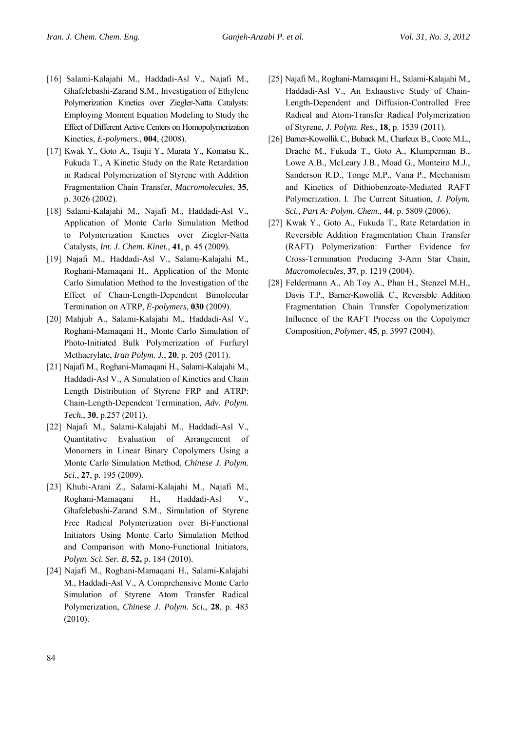[16] Salami-Kalajahi M., Haddadi-Asl V., Najafi M., Ghafelebashi-Zarand S.M., Investigation of Ethylene Polymerization Kinetics over Ziegler-Natta Catalysts: Employing Moment Equation Modeling to Study the Effect of Different Active Centers on Homopolymerization Kinetics, *E-polymers.*, **004**, (2008).

[17] Kwak Y., Goto A., Tsujii Y., Murata Y., Komatsu K., Fukuda T., A Kinetic Study on the Rate Retardation in Radical Polymerization of Styrene with Addition Fragmentation Chain Transfer, *Macromolecules*, **35**, p. 3026 (2002).

[18] Salami-Kalajahi M., Najafi M., Haddadi-Asl V., Application of Monte Carlo Simulation Method to Polymerization Kinetics over Ziegler-Natta Catalysts, *Int. J. Chem. Kinet.*, **41**, p. 45 (2009).

[19] Najafi M., Haddadi-Asl V., Salami-Kalajahi M., Roghani-Mamaqani H., Application of the Monte Carlo Simulation Method to the Investigation of the Effect of Chain-Length-Dependent Bimolecular Termination on ATRP, *E-polymers*, **030** (2009).

[20] Mahjub A., Salami-Kalajahi M., Haddadi-Asl V., Roghani-Mamaqani H., Monte Carlo Simulation of Photo-Initiated Bulk Polymerization of Furfuryl Methacrylate, *Iran Polym. J.*, **20**, p. 205 (2011).

[21] Najafi M., Roghani-Mamaqani H., Salami-Kalajahi M., Haddadi-Asl V., A Simulation of Kinetics and Chain Length Distribution of Styrene FRP and ATRP: Chain-Length-Dependent Termination, *Adv. Polym. Tech.*, **30**, p.257 (2011).

[22] Najafi M., Salami-Kalajahi M., Haddadi-Asl V., Quantitative Evaluation of Arrangement of Monomers in Linear Binary Copolymers Using a Monte Carlo Simulation Method, *Chinese J. Polym. Sci.*, **27**, p. 195 (2009).

[23] Khubi-Arani Z., Salami-Kalajahi M., Najafi M., Roghani-Mamaqani H., Haddadi-Asl V., Ghafelebashi-Zarand S.M., Simulation of Styrene Free Radical Polymerization over Bi-Functional Initiators Using Monte Carlo Simulation Method and Comparison with Mono-Functional Initiators, *Polym. Sci. Ser. B*, **52,** p. 184 (2010).

[24] Najafi M., Roghani-Mamaqani H., Salami-Kalajahi M., Haddadi-Asl V., A Comprehensive Monte Carlo Simulation of Styrene Atom Transfer Radical Polymerization, *Chinese J. Polym. Sci.*, **28**, p. 483 (2010).

[25] Najafi M., Roghani-Mamaqani H., Salami-Kalajahi M., Haddadi-Asl V., An Exhaustive Study of Chain-Length-Dependent and Diffusion-Controlled Free Radical and Atom-Transfer Radical Polymerization of Styrene, *J. Polym. Res.*, **18**, p. 1539 (2011).

[26] Barner-Kowollik C., Buback M., Charleux B., Coote M.L., Drache M., Fukuda T., Goto A., Klumperman B., Lowe A.B., McLeary J.B., Moad G., Monteiro M.J., Sanderson R.D., Tonge M.P., Vana P., Mechanism and Kinetics of Dithiobenzoate-Mediated RAFT Polymerization. I. The Current Situation, *J. Polym. Sci., Part A: Polym. Chem.*, **44**, p. 5809 (2006).

[27] Kwak Y., Goto A., Fukuda T., Rate Retardation in Reversible Addition Fragmentation Chain Transfer (RAFT) Polymerization: Further Evidence for Cross-Termination Producing 3-Arm Star Chain, *Macromolecules*, **37**, p. 1219 (2004).

[28] Feldermann A., Ah Toy A., Phan H., Stenzel M.H., Davis T.P., Barner-Kowollik C., Reversible Addition Fragmentation Chain Transfer Copolymerization: Influence of the RAFT Process on the Copolymer Composition, *Polymer*, **45**, p. 3997 (2004).